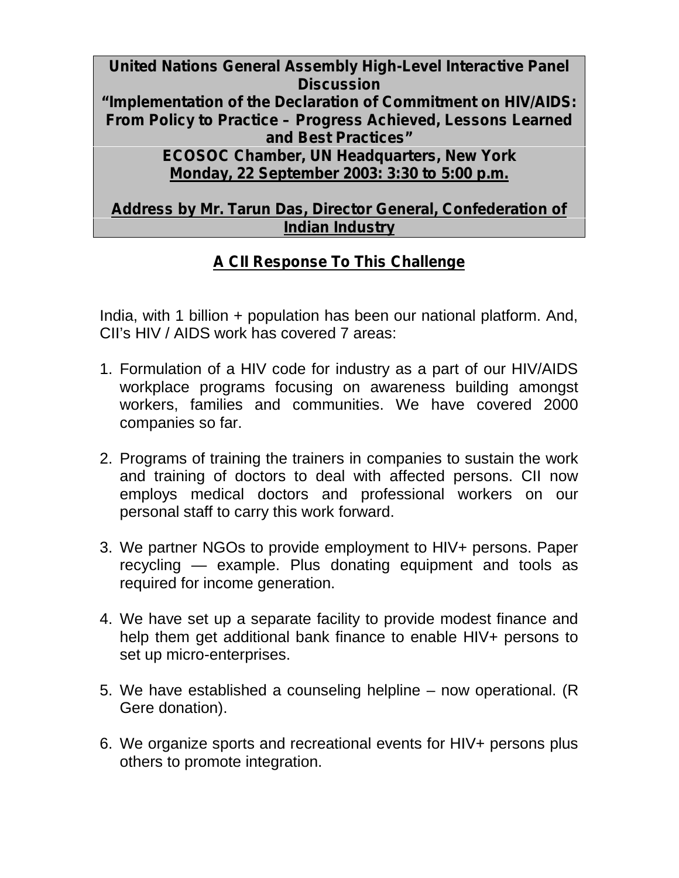**United Nations General Assembly High-Level Interactive Panel Discussion**
**"Implementation of the Declaration of Commitment on HIV/AIDS: From Policy to Practice – Progress Achieved, Lessons Learned and Best Practices"**

**ECOSOC Chamber, UN Headquarters, New York**
**Monday, 22 September 2003: 3:30 to 5:00 p.m.**

**Address by Mr. Tarun Das, Director General, Confederation of Indian Industry**

## A CII Response To This Challenge

India, with 1 billion + population has been our national platform. And, CII's HIV / AIDS work has covered 7 areas:

1. Formulation of a HIV code for industry as a part of our HIV/AIDS workplace programs focusing on awareness building amongst workers, families and communities. We have covered 2000 companies so far.

2. Programs of training the trainers in companies to sustain the work and training of doctors to deal with affected persons. CII now employs medical doctors and professional workers on our personal staff to carry this work forward.

3. We partner NGOs to provide employment to HIV+ persons. Paper recycling — example. Plus donating equipment and tools as required for income generation.

4. We have set up a separate facility to provide modest finance and help them get additional bank finance to enable HIV+ persons to set up micro-enterprises.

5. We have established a counseling helpline – now operational. (R Gere donation).

6. We organize sports and recreational events for HIV+ persons plus others to promote integration.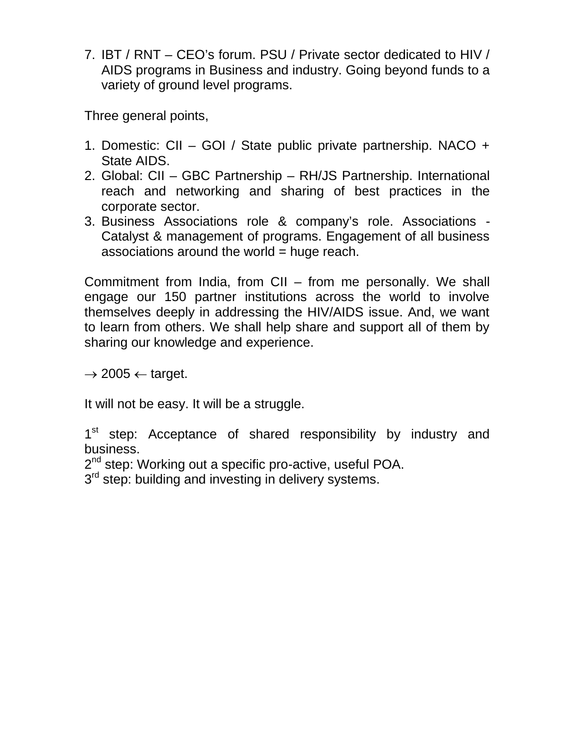7. IBT / RNT – CEO's forum. PSU / Private sector dedicated to HIV / AIDS programs in Business and industry. Going beyond funds to a variety of ground level programs.

Three general points,

1. Domestic: CII – GOI / State public private partnership. NACO + State AIDS.
2. Global: CII – GBC Partnership – RH/JS Partnership. International reach and networking and sharing of best practices in the corporate sector.
3. Business Associations role & company's role. Associations - Catalyst & management of programs. Engagement of all business associations around the world = huge reach.

Commitment from India, from CII – from me personally. We shall engage our 150 partner institutions across the world to involve themselves deeply in addressing the HIV/AIDS issue. And, we want to learn from others. We shall help share and support all of them by sharing our knowledge and experience.

→ 2005 ← target.

It will not be easy. It will be a struggle.

1st step: Acceptance of shared responsibility by industry and business.
2nd step: Working out a specific pro-active, useful POA.
3rd step: building and investing in delivery systems.